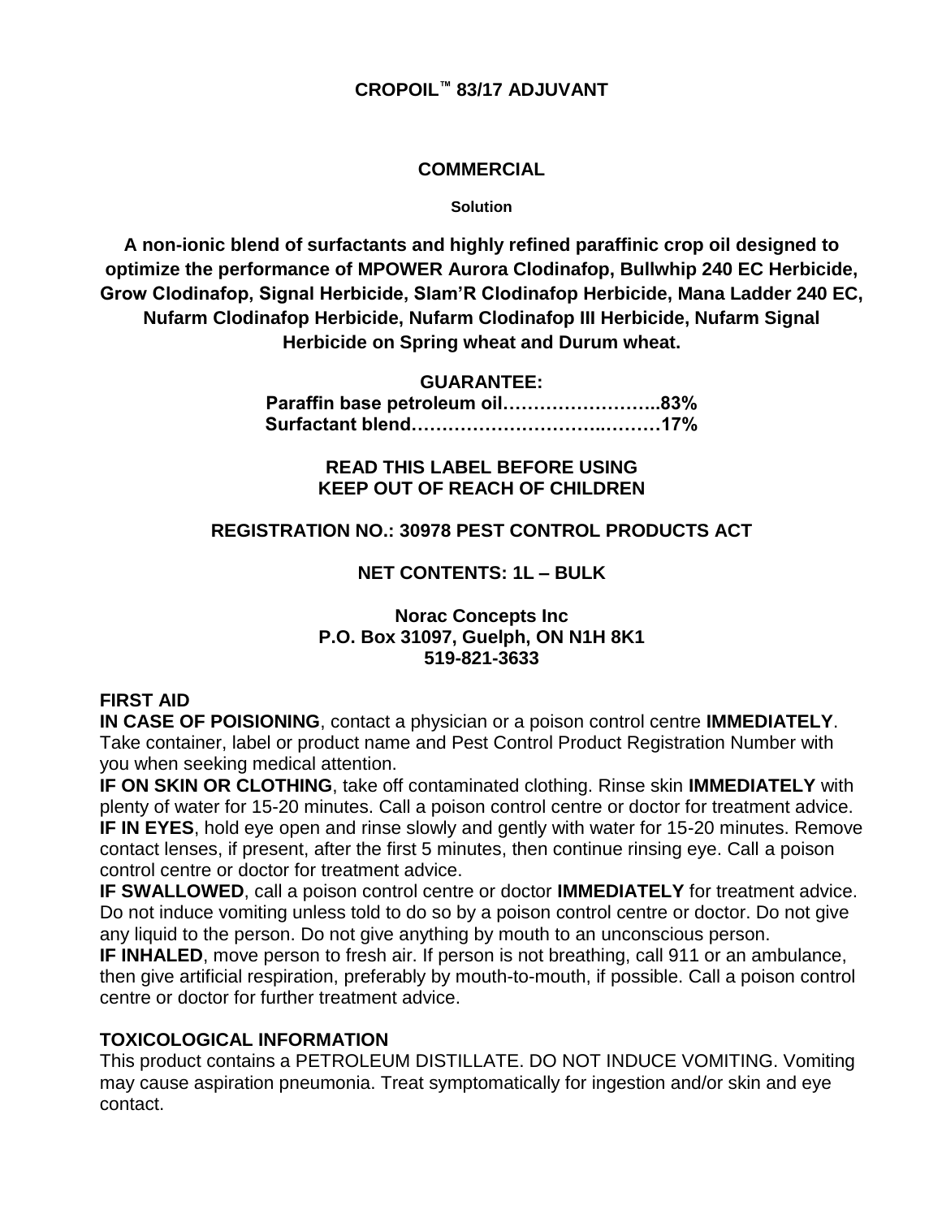# CROPOIL™ 83/17 ADJUVANT

## COMMERCIAL

**Solution**

**A non-ionic blend of surfactants and highly refined paraffinic crop oil designed to optimize the performance of MPOWER Aurora Clodinafop, Bullwhip 240 EC Herbicide, Grow Clodinafop, Signal Herbicide, Slam'R Clodinafop Herbicide, Mana Ladder 240 EC, Nufarm Clodinafop Herbicide, Nufarm Clodinafop III Herbicide, Nufarm Signal Herbicide on Spring wheat and Durum wheat.**

**GUARANTEE:**
**Paraffin base petroleum oil……………………..83%**
**Surfactant blend…………………………..………17%**

**READ THIS LABEL BEFORE USING**
**KEEP OUT OF REACH OF CHILDREN**

**REGISTRATION NO.: 30978 PEST CONTROL PRODUCTS ACT**

**NET CONTENTS: 1L – BULK**

**Norac Concepts Inc**
**P.O. Box 31097, Guelph, ON N1H 8K1**
**519-821-3633**

**FIRST AID**

**IN CASE OF POISIONING**, contact a physician or a poison control centre **IMMEDIATELY**. Take container, label or product name and Pest Control Product Registration Number with you when seeking medical attention.

**IF ON SKIN OR CLOTHING**, take off contaminated clothing. Rinse skin **IMMEDIATELY** with plenty of water for 15-20 minutes. Call a poison control centre or doctor for treatment advice.

**IF IN EYES**, hold eye open and rinse slowly and gently with water for 15-20 minutes. Remove contact lenses, if present, after the first 5 minutes, then continue rinsing eye. Call a poison control centre or doctor for treatment advice.

**IF SWALLOWED**, call a poison control centre or doctor **IMMEDIATELY** for treatment advice. Do not induce vomiting unless told to do so by a poison control centre or doctor. Do not give any liquid to the person. Do not give anything by mouth to an unconscious person.

**IF INHALED**, move person to fresh air. If person is not breathing, call 911 or an ambulance, then give artificial respiration, preferably by mouth-to-mouth, if possible. Call a poison control centre or doctor for further treatment advice.

**TOXICOLOGICAL INFORMATION**

This product contains a PETROLEUM DISTILLATE. DO NOT INDUCE VOMITING. Vomiting may cause aspiration pneumonia. Treat symptomatically for ingestion and/or skin and eye contact.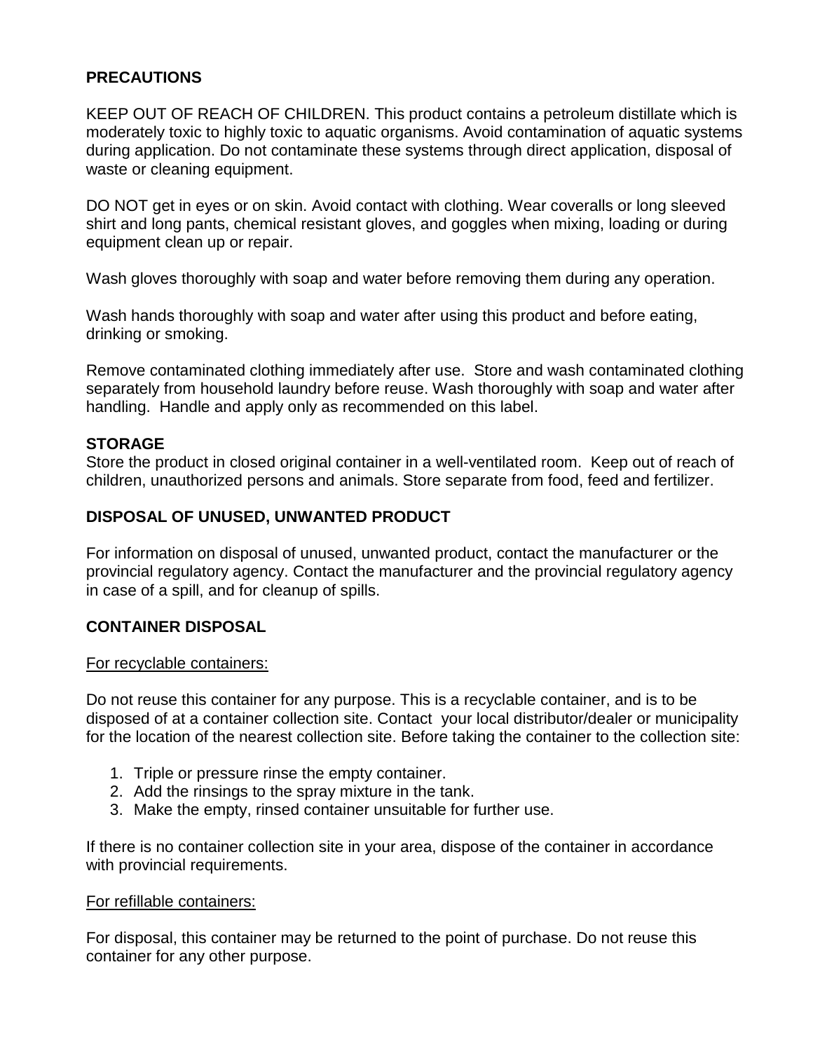**PRECAUTIONS**

KEEP OUT OF REACH OF CHILDREN. This product contains a petroleum distillate which is moderately toxic to highly toxic to aquatic organisms. Avoid contamination of aquatic systems during application. Do not contaminate these systems through direct application, disposal of waste or cleaning equipment.

DO NOT get in eyes or on skin. Avoid contact with clothing. Wear coveralls or long sleeved shirt and long pants, chemical resistant gloves, and goggles when mixing, loading or during equipment clean up or repair.

Wash gloves thoroughly with soap and water before removing them during any operation.

Wash hands thoroughly with soap and water after using this product and before eating, drinking or smoking.

Remove contaminated clothing immediately after use. Store and wash contaminated clothing separately from household laundry before reuse. Wash thoroughly with soap and water after handling. Handle and apply only as recommended on this label.

**STORAGE**

Store the product in closed original container in a well-ventilated room. Keep out of reach of children, unauthorized persons and animals. Store separate from food, feed and fertilizer.

**DISPOSAL OF UNUSED, UNWANTED PRODUCT**

For information on disposal of unused, unwanted product, contact the manufacturer or the provincial regulatory agency. Contact the manufacturer and the provincial regulatory agency in case of a spill, and for cleanup of spills.

**CONTAINER DISPOSAL**

For recyclable containers:

Do not reuse this container for any purpose. This is a recyclable container, and is to be disposed of at a container collection site. Contact your local distributor/dealer or municipality for the location of the nearest collection site. Before taking the container to the collection site:

1. Triple or pressure rinse the empty container.
2. Add the rinsings to the spray mixture in the tank.
3. Make the empty, rinsed container unsuitable for further use.

If there is no container collection site in your area, dispose of the container in accordance with provincial requirements.

For refillable containers:

For disposal, this container may be returned to the point of purchase. Do not reuse this container for any other purpose.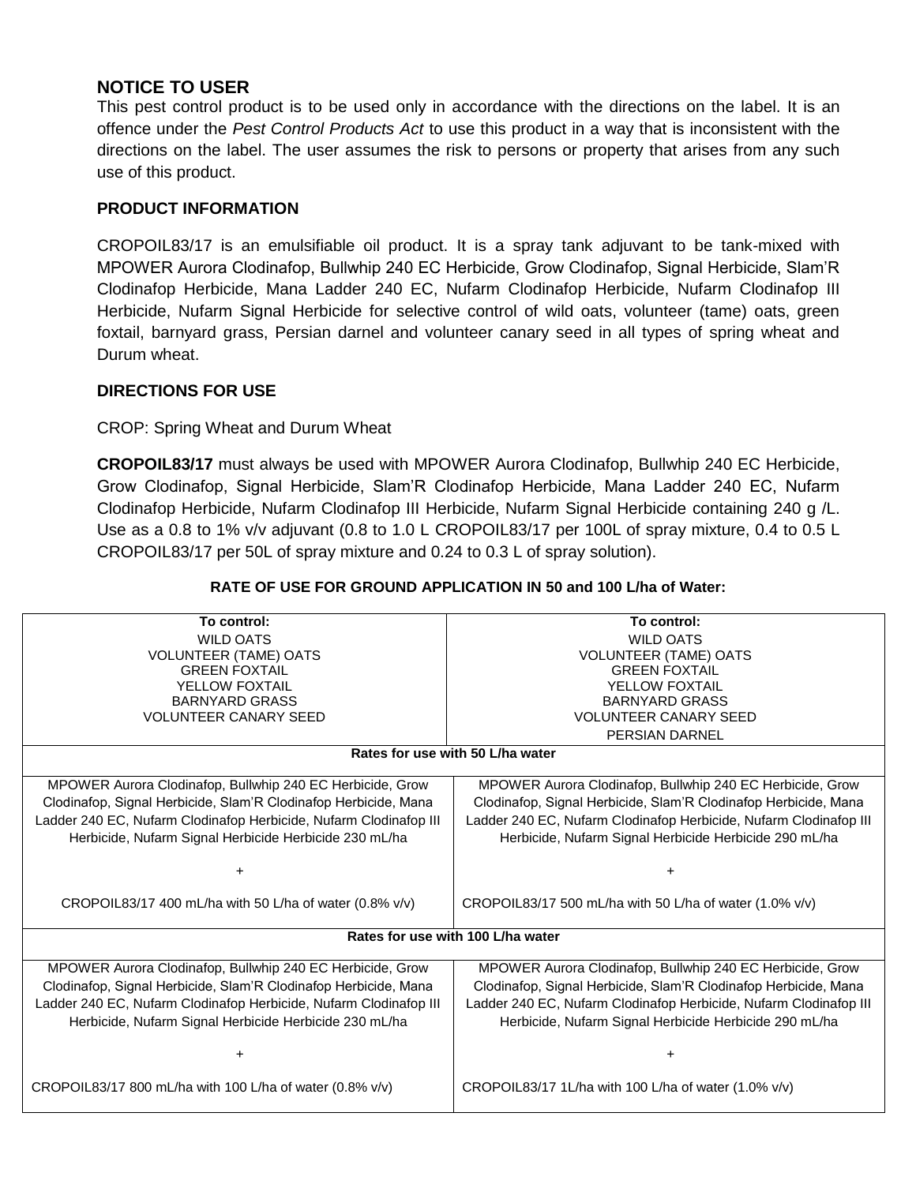## NOTICE TO USER

This pest control product is to be used only in accordance with the directions on the label. It is an offence under the *Pest Control Products Act* to use this product in a way that is inconsistent with the directions on the label. The user assumes the risk to persons or property that arises from any such use of this product.

### PRODUCT INFORMATION

CROPOIL83/17 is an emulsifiable oil product. It is a spray tank adjuvant to be tank-mixed with MPOWER Aurora Clodinafop, Bullwhip 240 EC Herbicide, Grow Clodinafop, Signal Herbicide, Slam'R Clodinafop Herbicide, Mana Ladder 240 EC, Nufarm Clodinafop Herbicide, Nufarm Clodinafop III Herbicide, Nufarm Signal Herbicide for selective control of wild oats, volunteer (tame) oats, green foxtail, barnyard grass, Persian darnel and volunteer canary seed in all types of spring wheat and Durum wheat.

### DIRECTIONS FOR USE

CROP: Spring Wheat and Durum Wheat

**CROPOIL83/17** must always be used with MPOWER Aurora Clodinafop, Bullwhip 240 EC Herbicide, Grow Clodinafop, Signal Herbicide, Slam'R Clodinafop Herbicide, Mana Ladder 240 EC, Nufarm Clodinafop Herbicide, Nufarm Clodinafop III Herbicide, Nufarm Signal Herbicide containing 240 g /L. Use as a 0.8 to 1% v/v adjuvant (0.8 to 1.0 L CROPOIL83/17 per 100L of spray mixture, 0.4 to 0.5 L CROPOIL83/17 per 50L of spray mixture and 0.24 to 0.3 L of spray solution).

**RATE OF USE FOR GROUND APPLICATION IN 50 and 100 L/ha of Water:**

| **To control:** WILD OATS, VOLUNTEER (TAME) OATS, GREEN FOXTAIL, YELLOW FOXTAIL, BARNYARD GRASS, VOLUNTEER CANARY SEED | **To control:** WILD OATS, VOLUNTEER (TAME) OATS, GREEN FOXTAIL, YELLOW FOXTAIL, BARNYARD GRASS, VOLUNTEER CANARY SEED, PERSIAN DARNEL |
|---|---|
| **Rates for use with 50 L/ha water** | |
| MPOWER Aurora Clodinafop, Bullwhip 240 EC Herbicide, Grow Clodinafop, Signal Herbicide, Slam'R Clodinafop Herbicide, Mana Ladder 240 EC, Nufarm Clodinafop Herbicide, Nufarm Clodinafop III Herbicide, Nufarm Signal Herbicide Herbicide 230 mL/ha + CROPOIL83/17 400 mL/ha with 50 L/ha of water (0.8% v/v) | MPOWER Aurora Clodinafop, Bullwhip 240 EC Herbicide, Grow Clodinafop, Signal Herbicide, Slam'R Clodinafop Herbicide, Mana Ladder 240 EC, Nufarm Clodinafop Herbicide, Nufarm Clodinafop III Herbicide, Nufarm Signal Herbicide Herbicide 290 mL/ha + CROPOIL83/17 500 mL/ha with 50 L/ha of water (1.0% v/v) |
| **Rates for use with 100 L/ha water** | |
| MPOWER Aurora Clodinafop, Bullwhip 240 EC Herbicide, Grow Clodinafop, Signal Herbicide, Slam'R Clodinafop Herbicide, Mana Ladder 240 EC, Nufarm Clodinafop Herbicide, Nufarm Clodinafop III Herbicide, Nufarm Signal Herbicide Herbicide 230 mL/ha + CROPOIL83/17 800 mL/ha with 100 L/ha of water (0.8% v/v) | MPOWER Aurora Clodinafop, Bullwhip 240 EC Herbicide, Grow Clodinafop, Signal Herbicide, Slam'R Clodinafop Herbicide, Mana Ladder 240 EC, Nufarm Clodinafop Herbicide, Nufarm Clodinafop III Herbicide, Nufarm Signal Herbicide Herbicide 290 mL/ha + CROPOIL83/17 1L/ha with 100 L/ha of water (1.0% v/v) |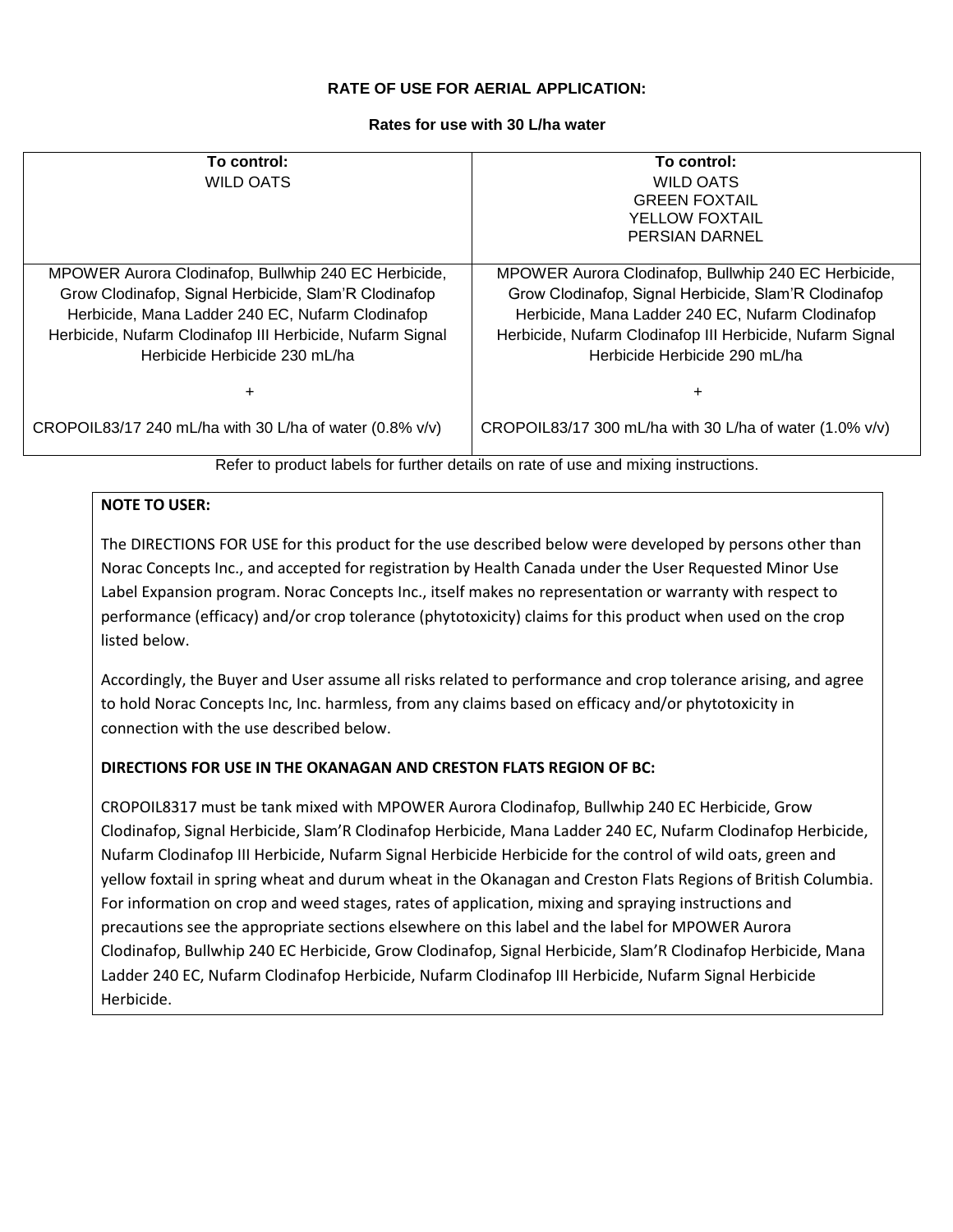**RATE OF USE FOR AERIAL APPLICATION:**

**Rates for use with 30 L/ha water**

| **To control:** WILD OATS | **To control:** WILD OATS GREEN FOXTAIL YELLOW FOXTAIL PERSIAN DARNEL |
|---|---|
| MPOWER Aurora Clodinafop, Bullwhip 240 EC Herbicide, Grow Clodinafop, Signal Herbicide, Slam'R Clodinafop Herbicide, Mana Ladder 240 EC, Nufarm Clodinafop Herbicide, Nufarm Clodinafop III Herbicide, Nufarm Signal Herbicide Herbicide 230 mL/ha<br><br>+<br><br>CROPOIL83/17 240 mL/ha with 30 L/ha of water (0.8% v/v) | MPOWER Aurora Clodinafop, Bullwhip 240 EC Herbicide, Grow Clodinafop, Signal Herbicide, Slam'R Clodinafop Herbicide, Mana Ladder 240 EC, Nufarm Clodinafop Herbicide, Nufarm Clodinafop III Herbicide, Nufarm Signal Herbicide Herbicide 290 mL/ha<br><br>+<br><br>CROPOIL83/17 300 mL/ha with 30 L/ha of water (1.0% v/v) |

Refer to product labels for further details on rate of use and mixing instructions.

**NOTE TO USER:**

The DIRECTIONS FOR USE for this product for the use described below were developed by persons other than Norac Concepts Inc., and accepted for registration by Health Canada under the User Requested Minor Use Label Expansion program. Norac Concepts Inc., itself makes no representation or warranty with respect to performance (efficacy) and/or crop tolerance (phytotoxicity) claims for this product when used on the crop listed below.

Accordingly, the Buyer and User assume all risks related to performance and crop tolerance arising, and agree to hold Norac Concepts Inc, Inc. harmless, from any claims based on efficacy and/or phytotoxicity in connection with the use described below.

**DIRECTIONS FOR USE IN THE OKANAGAN AND CRESTON FLATS REGION OF BC:**

CROPOIL8317 must be tank mixed with MPOWER Aurora Clodinafop, Bullwhip 240 EC Herbicide, Grow Clodinafop, Signal Herbicide, Slam'R Clodinafop Herbicide, Mana Ladder 240 EC, Nufarm Clodinafop Herbicide, Nufarm Clodinafop III Herbicide, Nufarm Signal Herbicide Herbicide for the control of wild oats, green and yellow foxtail in spring wheat and durum wheat in the Okanagan and Creston Flats Regions of British Columbia. For information on crop and weed stages, rates of application, mixing and spraying instructions and precautions see the appropriate sections elsewhere on this label and the label for MPOWER Aurora Clodinafop, Bullwhip 240 EC Herbicide, Grow Clodinafop, Signal Herbicide, Slam'R Clodinafop Herbicide, Mana Ladder 240 EC, Nufarm Clodinafop Herbicide, Nufarm Clodinafop III Herbicide, Nufarm Signal Herbicide Herbicide.